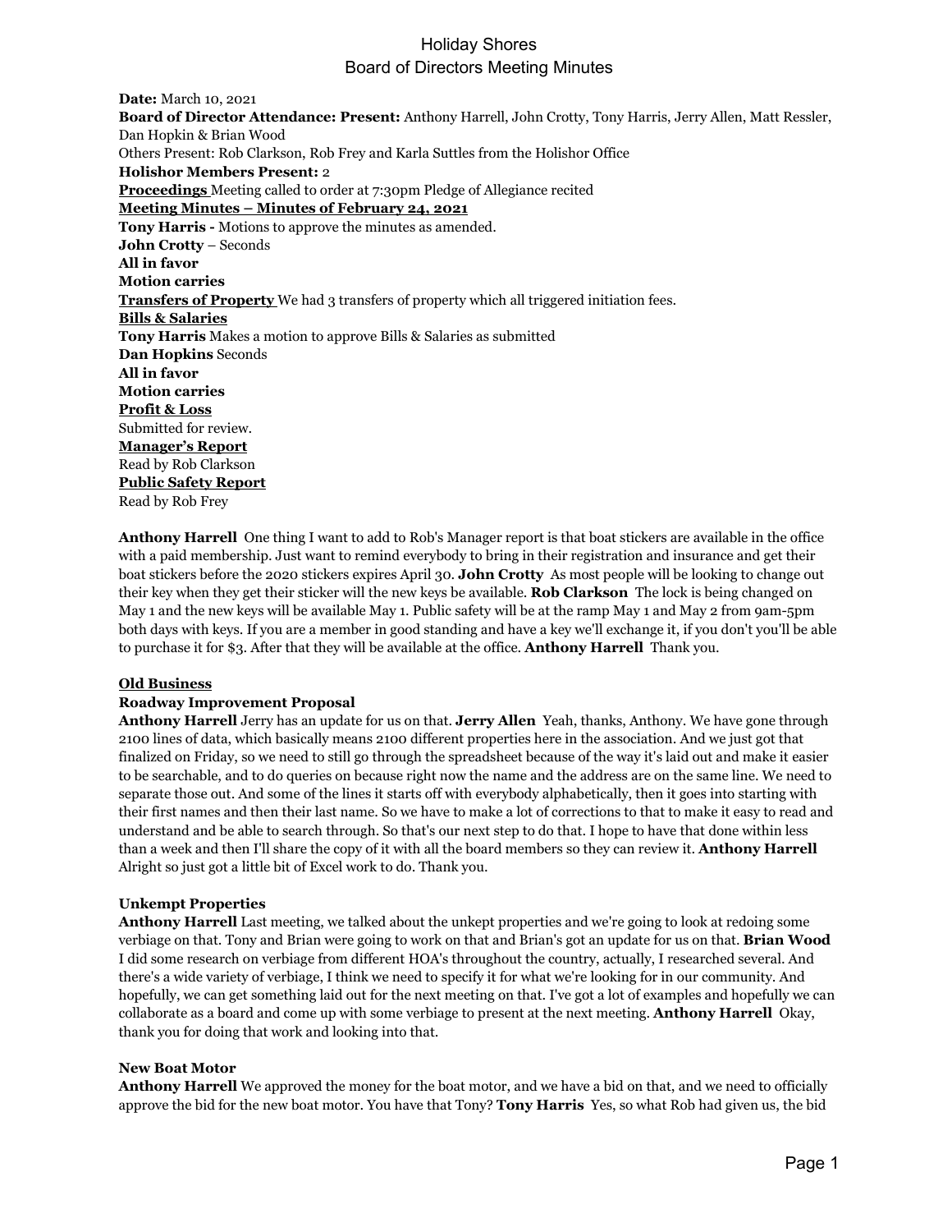# Holiday Shores
## Board of Directors Meeting Minutes

**Date:** March 10, 2021
**Board of Director Attendance: Present:** Anthony Harrell, John Crotty, Tony Harris, Jerry Allen, Matt Ressler, Dan Hopkin & Brian Wood
Others Present: Rob Clarkson, Rob Frey and Karla Suttles from the Holishor Office
**Holishor Members Present:** 2
**Proceedings** Meeting called to order at 7:30pm Pledge of Allegiance recited
**Meeting Minutes – Minutes of February 24, 2021**
**Tony Harris -** Motions to approve the minutes as amended.
**John Crotty** – Seconds
**All in favor**
**Motion carries**
**Transfers of Property** We had 3 transfers of property which all triggered initiation fees.
**Bills & Salaries**
**Tony Harris** Makes a motion to approve Bills & Salaries as submitted
**Dan Hopkins** Seconds
**All in favor**
**Motion carries**
**Profit & Loss**
Submitted for review.
**Manager's Report**
Read by Rob Clarkson
**Public Safety Report**
Read by Rob Frey

**Anthony Harrell** One thing I want to add to Rob's Manager report is that boat stickers are available in the office with a paid membership. Just want to remind everybody to bring in their registration and insurance and get their boat stickers before the 2020 stickers expires April 30. **John Crotty** As most people will be looking to change out their key when they get their sticker will the new keys be available. **Rob Clarkson** The lock is being changed on May 1 and the new keys will be available May 1. Public safety will be at the ramp May 1 and May 2 from 9am-5pm both days with keys. If you are a member in good standing and have a key we'll exchange it, if you don't you'll be able to purchase it for $3. After that they will be available at the office. **Anthony Harrell** Thank you.

**Old Business**

**Roadway Improvement Proposal**
**Anthony Harrell** Jerry has an update for us on that. **Jerry Allen** Yeah, thanks, Anthony. We have gone through 2100 lines of data, which basically means 2100 different properties here in the association. And we just got that finalized on Friday, so we need to still go through the spreadsheet because of the way it's laid out and make it easier to be searchable, and to do queries on because right now the name and the address are on the same line. We need to separate those out. And some of the lines it starts off with everybody alphabetically, then it goes into starting with their first names and then their last name. So we have to make a lot of corrections to that to make it easy to read and understand and be able to search through. So that's our next step to do that. I hope to have that done within less than a week and then I'll share the copy of it with all the board members so they can review it. **Anthony Harrell** Alright so just got a little bit of Excel work to do. Thank you.

**Unkempt Properties**
**Anthony Harrell** Last meeting, we talked about the unkept properties and we're going to look at redoing some verbiage on that. Tony and Brian were going to work on that and Brian's got an update for us on that. **Brian Wood** I did some research on verbiage from different HOA's throughout the country, actually, I researched several. And there's a wide variety of verbiage, I think we need to specify it for what we're looking for in our community. And hopefully, we can get something laid out for the next meeting on that. I've got a lot of examples and hopefully we can collaborate as a board and come up with some verbiage to present at the next meeting. **Anthony Harrell** Okay, thank you for doing that work and looking into that.

**New Boat Motor**
**Anthony Harrell** We approved the money for the boat motor, and we have a bid on that, and we need to officially approve the bid for the new boat motor. You have that Tony? **Tony Harris** Yes, so what Rob had given us, the bid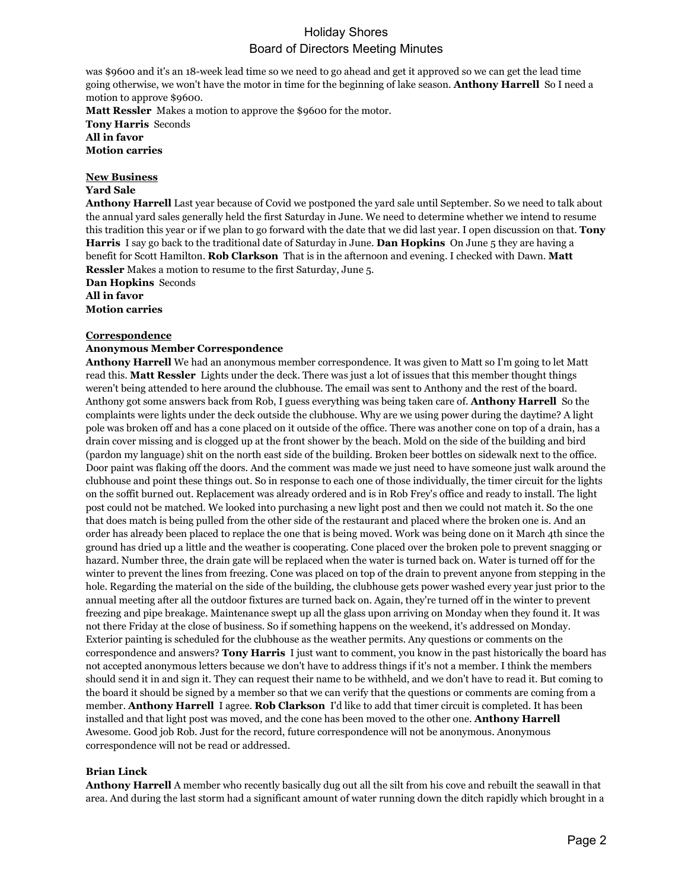was $9600 and it's an 18-week lead time so we need to go ahead and get it approved so we can get the lead time going otherwise, we won't have the motor in time for the beginning of lake season. **Anthony Harrell** So I need a motion to approve $9600.

**Matt Ressler** Makes a motion to approve the $9600 for the motor.
**Tony Harris** Seconds
**All in favor**
**Motion carries**

**New Business**

**Yard Sale**

**Anthony Harrell** Last year because of Covid we postponed the yard sale until September. So we need to talk about the annual yard sales generally held the first Saturday in June. We need to determine whether we intend to resume this tradition this year or if we plan to go forward with the date that we did last year. I open discussion on that. **Tony Harris** I say go back to the traditional date of Saturday in June. **Dan Hopkins** On June 5 they are having a benefit for Scott Hamilton. **Rob Clarkson** That is in the afternoon and evening. I checked with Dawn. **Matt Ressler** Makes a motion to resume to the first Saturday, June 5.
**Dan Hopkins** Seconds
**All in favor**
**Motion carries**

**Correspondence**

**Anonymous Member Correspondence**

**Anthony Harrell** We had an anonymous member correspondence. It was given to Matt so I'm going to let Matt read this. **Matt Ressler** Lights under the deck. There was just a lot of issues that this member thought things weren't being attended to here around the clubhouse. The email was sent to Anthony and the rest of the board. Anthony got some answers back from Rob, I guess everything was being taken care of. **Anthony Harrell** So the complaints were lights under the deck outside the clubhouse. Why are we using power during the daytime? A light pole was broken off and has a cone placed on it outside of the office. There was another cone on top of a drain, has a drain cover missing and is clogged up at the front shower by the beach. Mold on the side of the building and bird (pardon my language) shit on the north east side of the building. Broken beer bottles on sidewalk next to the office. Door paint was flaking off the doors. And the comment was made we just need to have someone just walk around the clubhouse and point these things out. So in response to each one of those individually, the timer circuit for the lights on the soffit burned out. Replacement was already ordered and is in Rob Frey's office and ready to install. The light post could not be matched. We looked into purchasing a new light post and then we could not match it. So the one that does match is being pulled from the other side of the restaurant and placed where the broken one is. And an order has already been placed to replace the one that is being moved. Work was being done on it March 4th since the ground has dried up a little and the weather is cooperating. Cone placed over the broken pole to prevent snagging or hazard. Number three, the drain gate will be replaced when the water is turned back on. Water is turned off for the winter to prevent the lines from freezing. Cone was placed on top of the drain to prevent anyone from stepping in the hole. Regarding the material on the side of the building, the clubhouse gets power washed every year just prior to the annual meeting after all the outdoor fixtures are turned back on. Again, they're turned off in the winter to prevent freezing and pipe breakage. Maintenance swept up all the glass upon arriving on Monday when they found it. It was not there Friday at the close of business. So if something happens on the weekend, it's addressed on Monday. Exterior painting is scheduled for the clubhouse as the weather permits. Any questions or comments on the correspondence and answers? **Tony Harris** I just want to comment, you know in the past historically the board has not accepted anonymous letters because we don't have to address things if it's not a member. I think the members should send it in and sign it. They can request their name to be withheld, and we don't have to read it. But coming to the board it should be signed by a member so that we can verify that the questions or comments are coming from a member. **Anthony Harrell** I agree. **Rob Clarkson** I'd like to add that timer circuit is completed. It has been installed and that light post was moved, and the cone has been moved to the other one. **Anthony Harrell** Awesome. Good job Rob. Just for the record, future correspondence will not be anonymous. Anonymous correspondence will not be read or addressed.

**Brian Linck**

**Anthony Harrell** A member who recently basically dug out all the silt from his cove and rebuilt the seawall in that area. And during the last storm had a significant amount of water running down the ditch rapidly which brought in a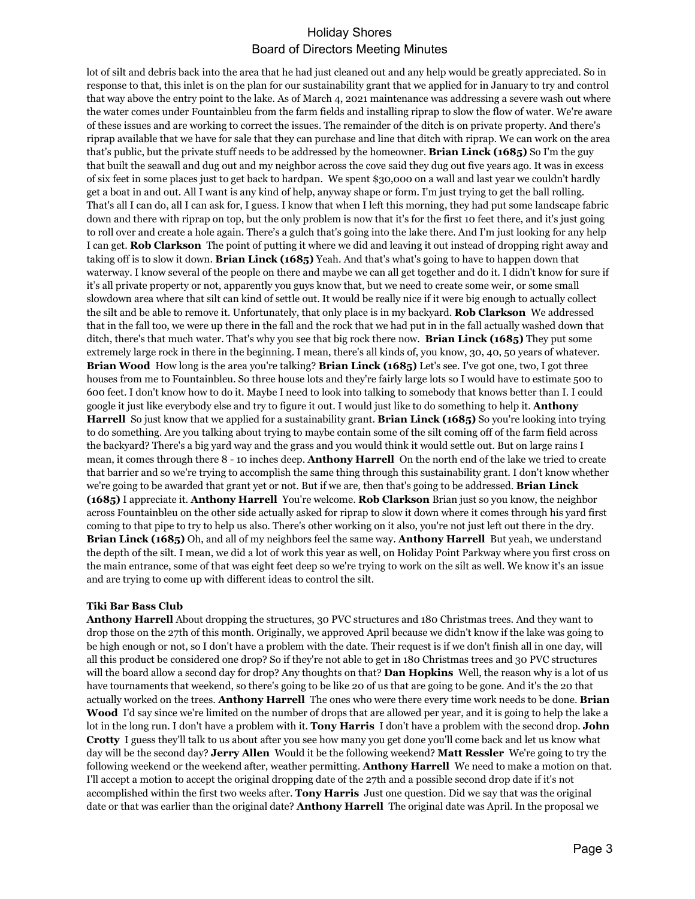lot of silt and debris back into the area that he had just cleaned out and any help would be greatly appreciated. So in response to that, this inlet is on the plan for our sustainability grant that we applied for in January to try and control that way above the entry point to the lake. As of March 4, 2021 maintenance was addressing a severe wash out where the water comes under Fountainbleu from the farm fields and installing riprap to slow the flow of water. We're aware of these issues and are working to correct the issues. The remainder of the ditch is on private property. And there's riprap available that we have for sale that they can purchase and line that ditch with riprap. We can work on the area that's public, but the private stuff needs to be addressed by the homeowner. **Brian Linck (1685)** So I'm the guy that built the seawall and dug out and my neighbor across the cove said they dug out five years ago. It was in excess of six feet in some places just to get back to hardpan. We spent $30,000 on a wall and last year we couldn't hardly get a boat in and out. All I want is any kind of help, anyway shape or form. I'm just trying to get the ball rolling. That's all I can do, all I can ask for, I guess. I know that when I left this morning, they had put some landscape fabric down and there with riprap on top, but the only problem is now that it's for the first 10 feet there, and it's just going to roll over and create a hole again. There's a gulch that's going into the lake there. And I'm just looking for any help I can get. **Rob Clarkson** The point of putting it where we did and leaving it out instead of dropping right away and taking off is to slow it down. **Brian Linck (1685)** Yeah. And that's what's going to have to happen down that waterway. I know several of the people on there and maybe we can all get together and do it. I didn't know for sure if it's all private property or not, apparently you guys know that, but we need to create some weir, or some small slowdown area where that silt can kind of settle out. It would be really nice if it were big enough to actually collect the silt and be able to remove it. Unfortunately, that only place is in my backyard. **Rob Clarkson** We addressed that in the fall too, we were up there in the fall and the rock that we had put in in the fall actually washed down that ditch, there's that much water. That's why you see that big rock there now. **Brian Linck (1685)** They put some extremely large rock in there in the beginning. I mean, there's all kinds of, you know, 30, 40, 50 years of whatever. **Brian Wood** How long is the area you're talking? **Brian Linck (1685)** Let's see. I've got one, two, I got three houses from me to Fountainbleu. So three house lots and they're fairly large lots so I would have to estimate 500 to 600 feet. I don't know how to do it. Maybe I need to look into talking to somebody that knows better than I. I could google it just like everybody else and try to figure it out. I would just like to do something to help it. **Anthony Harrell** So just know that we applied for a sustainability grant. **Brian Linck (1685)** So you're looking into trying to do something. Are you talking about trying to maybe contain some of the silt coming off of the farm field across the backyard? There's a big yard way and the grass and you would think it would settle out. But on large rains I mean, it comes through there 8 - 10 inches deep. **Anthony Harrell** On the north end of the lake we tried to create that barrier and so we're trying to accomplish the same thing through this sustainability grant. I don't know whether we're going to be awarded that grant yet or not. But if we are, then that's going to be addressed. **Brian Linck (1685)** I appreciate it. **Anthony Harrell** You're welcome. **Rob Clarkson** Brian just so you know, the neighbor across Fountainbleu on the other side actually asked for riprap to slow it down where it comes through his yard first coming to that pipe to try to help us also. There's other working on it also, you're not just left out there in the dry. **Brian Linck (1685)** Oh, and all of my neighbors feel the same way. **Anthony Harrell** But yeah, we understand the depth of the silt. I mean, we did a lot of work this year as well, on Holiday Point Parkway where you first cross on the main entrance, some of that was eight feet deep so we're trying to work on the silt as well. We know it's an issue and are trying to come up with different ideas to control the silt.

**Tiki Bar Bass Club**

**Anthony Harrell** About dropping the structures, 30 PVC structures and 180 Christmas trees. And they want to drop those on the 27th of this month. Originally, we approved April because we didn't know if the lake was going to be high enough or not, so I don't have a problem with the date. Their request is if we don't finish all in one day, will all this product be considered one drop? So if they're not able to get in 180 Christmas trees and 30 PVC structures will the board allow a second day for drop? Any thoughts on that? **Dan Hopkins** Well, the reason why is a lot of us have tournaments that weekend, so there's going to be like 20 of us that are going to be gone. And it's the 20 that actually worked on the trees. **Anthony Harrell** The ones who were there every time work needs to be done. **Brian Wood** I'd say since we're limited on the number of drops that are allowed per year, and it is going to help the lake a lot in the long run. I don't have a problem with it. **Tony Harris** I don't have a problem with the second drop. **John Crotty** I guess they'll talk to us about after you see how many you get done you'll come back and let us know what day will be the second day? **Jerry Allen** Would it be the following weekend? **Matt Ressler** We're going to try the following weekend or the weekend after, weather permitting. **Anthony Harrell** We need to make a motion on that. I'll accept a motion to accept the original dropping date of the 27th and a possible second drop date if it's not accomplished within the first two weeks after. **Tony Harris** Just one question. Did we say that was the original date or that was earlier than the original date? **Anthony Harrell** The original date was April. In the proposal we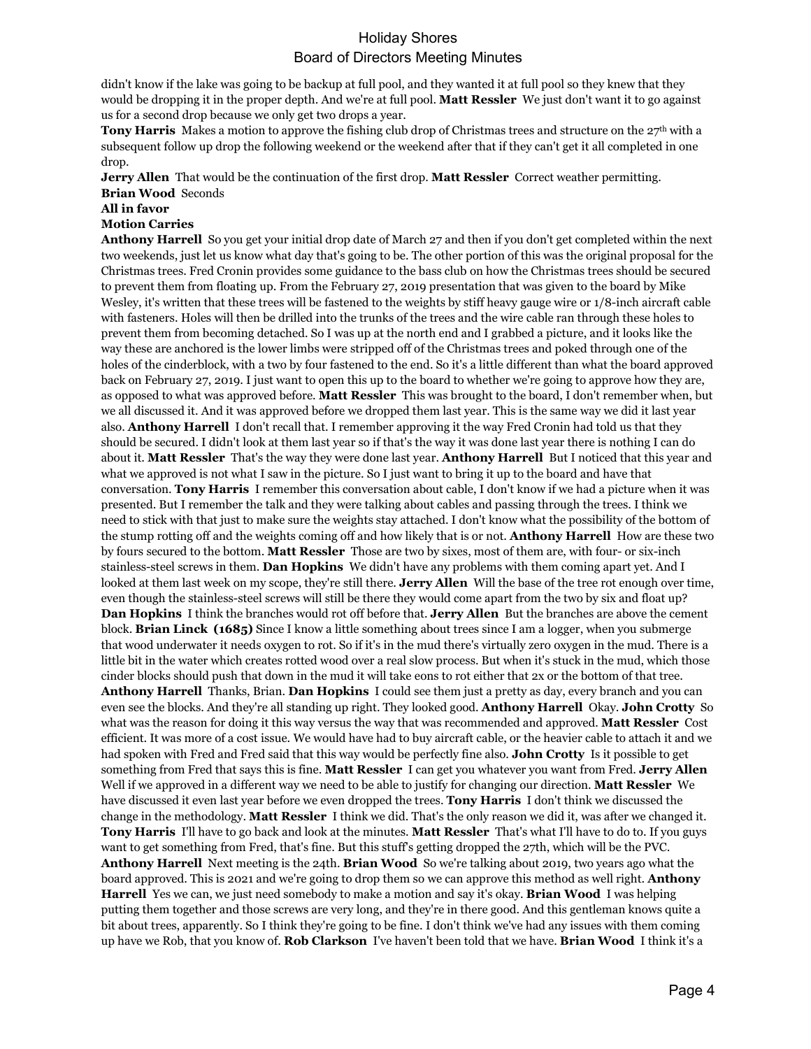didn't know if the lake was going to be backup at full pool, and they wanted it at full pool so they knew that they would be dropping it in the proper depth. And we're at full pool. **Matt Ressler** We just don't want it to go against us for a second drop because we only get two drops a year.

**Tony Harris** Makes a motion to approve the fishing club drop of Christmas trees and structure on the 27th with a subsequent follow up drop the following weekend or the weekend after that if they can't get it all completed in one drop.

**Jerry Allen** That would be the continuation of the first drop. **Matt Ressler** Correct weather permitting.

**Brian Wood** Seconds

**All in favor**

**Motion Carries**

**Anthony Harrell** So you get your initial drop date of March 27 and then if you don't get completed within the next two weekends, just let us know what day that's going to be. The other portion of this was the original proposal for the Christmas trees. Fred Cronin provides some guidance to the bass club on how the Christmas trees should be secured to prevent them from floating up. From the February 27, 2019 presentation that was given to the board by Mike Wesley, it's written that these trees will be fastened to the weights by stiff heavy gauge wire or 1/8-inch aircraft cable with fasteners. Holes will then be drilled into the trunks of the trees and the wire cable ran through these holes to prevent them from becoming detached. So I was up at the north end and I grabbed a picture, and it looks like the way these are anchored is the lower limbs were stripped off of the Christmas trees and poked through one of the holes of the cinderblock, with a two by four fastened to the end. So it's a little different than what the board approved back on February 27, 2019. I just want to open this up to the board to whether we're going to approve how they are, as opposed to what was approved before. **Matt Ressler** This was brought to the board, I don't remember when, but we all discussed it. And it was approved before we dropped them last year. This is the same way we did it last year also. **Anthony Harrell** I don't recall that. I remember approving it the way Fred Cronin had told us that they should be secured. I didn't look at them last year so if that's the way it was done last year there is nothing I can do about it. **Matt Ressler** That's the way they were done last year. **Anthony Harrell** But I noticed that this year and what we approved is not what I saw in the picture. So I just want to bring it up to the board and have that conversation. **Tony Harris** I remember this conversation about cable, I don't know if we had a picture when it was presented. But I remember the talk and they were talking about cables and passing through the trees. I think we need to stick with that just to make sure the weights stay attached. I don't know what the possibility of the bottom of the stump rotting off and the weights coming off and how likely that is or not. **Anthony Harrell** How are these two by fours secured to the bottom. **Matt Ressler** Those are two by sixes, most of them are, with four- or six-inch stainless-steel screws in them. **Dan Hopkins** We didn't have any problems with them coming apart yet. And I looked at them last week on my scope, they're still there. **Jerry Allen** Will the base of the tree rot enough over time, even though the stainless-steel screws will still be there they would come apart from the two by six and float up? **Dan Hopkins** I think the branches would rot off before that. **Jerry Allen** But the branches are above the cement block. **Brian Linck (1685)** Since I know a little something about trees since I am a logger, when you submerge that wood underwater it needs oxygen to rot. So if it's in the mud there's virtually zero oxygen in the mud. There is a little bit in the water which creates rotted wood over a real slow process. But when it's stuck in the mud, which those cinder blocks should push that down in the mud it will take eons to rot either that 2x or the bottom of that tree. **Anthony Harrell** Thanks, Brian. **Dan Hopkins** I could see them just a pretty as day, every branch and you can even see the blocks. And they're all standing up right. They looked good. **Anthony Harrell** Okay. **John Crotty** So what was the reason for doing it this way versus the way that was recommended and approved. **Matt Ressler** Cost efficient. It was more of a cost issue. We would have had to buy aircraft cable, or the heavier cable to attach it and we had spoken with Fred and Fred said that this way would be perfectly fine also. **John Crotty** Is it possible to get something from Fred that says this is fine. **Matt Ressler** I can get you whatever you want from Fred. **Jerry Allen** Well if we approved in a different way we need to be able to justify for changing our direction. **Matt Ressler** We have discussed it even last year before we even dropped the trees. **Tony Harris** I don't think we discussed the change in the methodology. **Matt Ressler** I think we did. That's the only reason we did it, was after we changed it. **Tony Harris** I'll have to go back and look at the minutes. **Matt Ressler** That's what I'll have to do to. If you guys want to get something from Fred, that's fine. But this stuff's getting dropped the 27th, which will be the PVC. **Anthony Harrell** Next meeting is the 24th. **Brian Wood** So we're talking about 2019, two years ago what the board approved. This is 2021 and we're going to drop them so we can approve this method as well right. **Anthony Harrell** Yes we can, we just need somebody to make a motion and say it's okay. **Brian Wood** I was helping putting them together and those screws are very long, and they're in there good. And this gentleman knows quite a bit about trees, apparently. So I think they're going to be fine. I don't think we've had any issues with them coming up have we Rob, that you know of. **Rob Clarkson** I've haven't been told that we have. **Brian Wood** I think it's a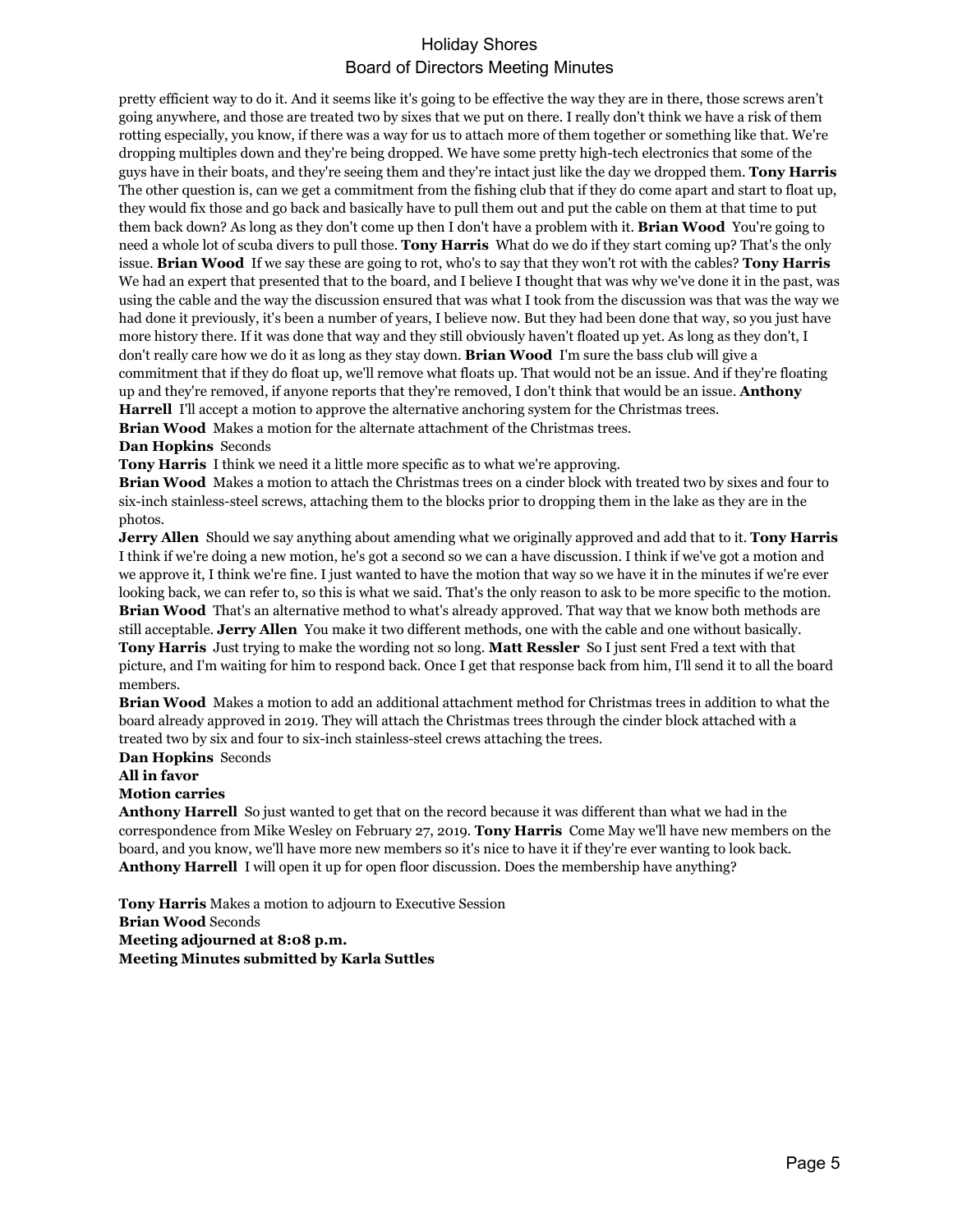pretty efficient way to do it. And it seems like it's going to be effective the way they are in there, those screws aren't going anywhere, and those are treated two by sixes that we put on there. I really don't think we have a risk of them rotting especially, you know, if there was a way for us to attach more of them together or something like that. We're dropping multiples down and they're being dropped. We have some pretty high-tech electronics that some of the guys have in their boats, and they're seeing them and they're intact just like the day we dropped them. **Tony Harris** The other question is, can we get a commitment from the fishing club that if they do come apart and start to float up, they would fix those and go back and basically have to pull them out and put the cable on them at that time to put them back down? As long as they don't come up then I don't have a problem with it. **Brian Wood** You're going to need a whole lot of scuba divers to pull those. **Tony Harris** What do we do if they start coming up? That's the only issue. **Brian Wood** If we say these are going to rot, who's to say that they won't rot with the cables? **Tony Harris** We had an expert that presented that to the board, and I believe I thought that was why we've done it in the past, was using the cable and the way the discussion ensured that was what I took from the discussion was that was the way we had done it previously, it's been a number of years, I believe now. But they had been done that way, so you just have more history there. If it was done that way and they still obviously haven't floated up yet. As long as they don't, I don't really care how we do it as long as they stay down. **Brian Wood** I'm sure the bass club will give a commitment that if they do float up, we'll remove what floats up. That would not be an issue. And if they're floating up and they're removed, if anyone reports that they're removed, I don't think that would be an issue. **Anthony Harrell** I'll accept a motion to approve the alternative anchoring system for the Christmas trees.

**Brian Wood** Makes a motion for the alternate attachment of the Christmas trees.

**Dan Hopkins** Seconds

**Tony Harris** I think we need it a little more specific as to what we're approving.

**Brian Wood** Makes a motion to attach the Christmas trees on a cinder block with treated two by sixes and four to six-inch stainless-steel screws, attaching them to the blocks prior to dropping them in the lake as they are in the photos.

**Jerry Allen** Should we say anything about amending what we originally approved and add that to it. **Tony Harris** I think if we're doing a new motion, he's got a second so we can a have discussion. I think if we've got a motion and we approve it, I think we're fine. I just wanted to have the motion that way so we have it in the minutes if we're ever looking back, we can refer to, so this is what we said. That's the only reason to ask to be more specific to the motion. **Brian Wood** That's an alternative method to what's already approved. That way that we know both methods are still acceptable. **Jerry Allen** You make it two different methods, one with the cable and one without basically. **Tony Harris** Just trying to make the wording not so long. **Matt Ressler** So I just sent Fred a text with that picture, and I'm waiting for him to respond back. Once I get that response back from him, I'll send it to all the board members.

**Brian Wood** Makes a motion to add an additional attachment method for Christmas trees in addition to what the board already approved in 2019. They will attach the Christmas trees through the cinder block attached with a treated two by six and four to six-inch stainless-steel crews attaching the trees.

**Dan Hopkins** Seconds

**All in favor**

**Motion carries**

**Anthony Harrell** So just wanted to get that on the record because it was different than what we had in the correspondence from Mike Wesley on February 27, 2019. **Tony Harris** Come May we'll have new members on the board, and you know, we'll have more new members so it's nice to have it if they're ever wanting to look back. **Anthony Harrell** I will open it up for open floor discussion. Does the membership have anything?

**Tony Harris** Makes a motion to adjourn to Executive Session  
**Brian Wood** Seconds  
**Meeting adjourned at 8:08 p.m.**  
**Meeting Minutes submitted by Karla Suttles**